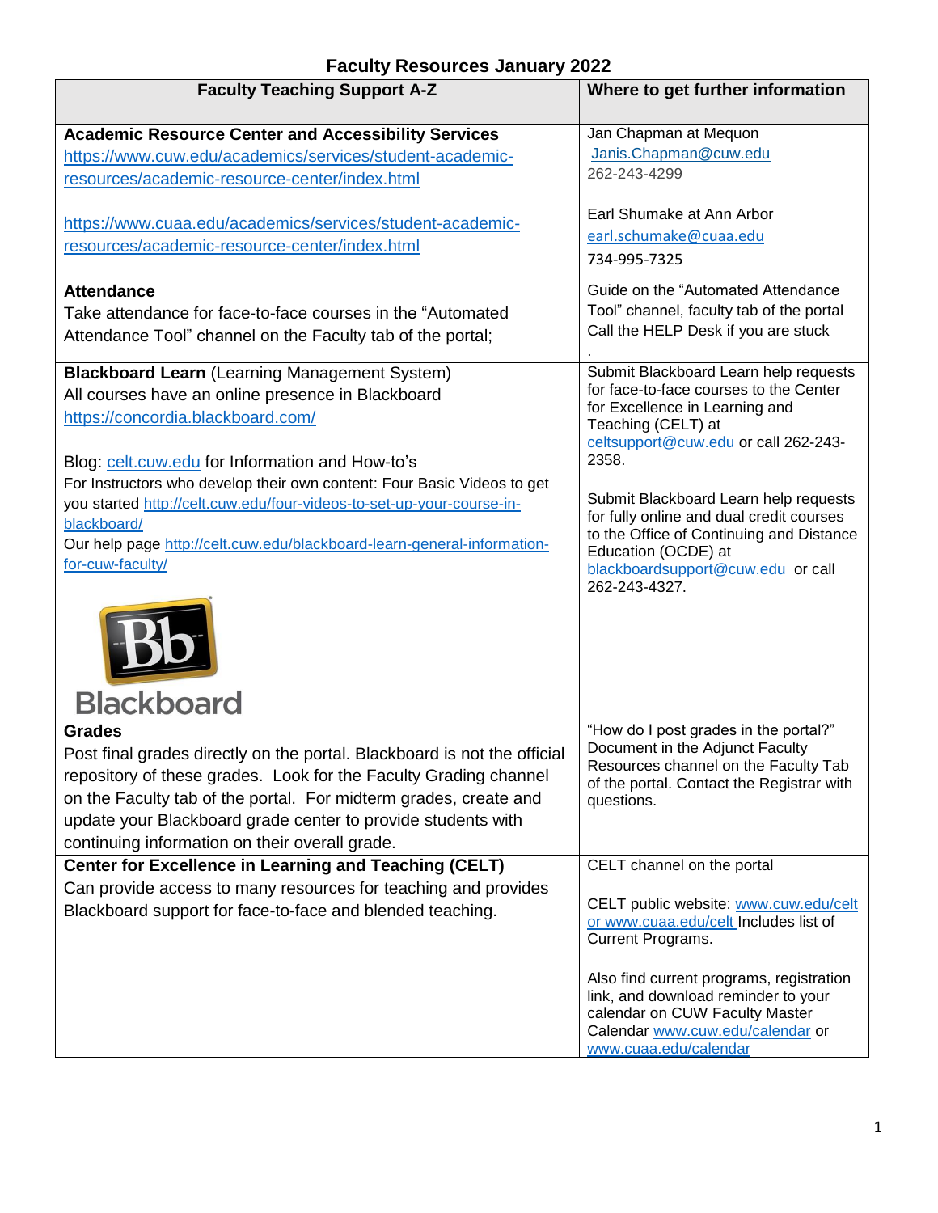# Faculty Resources January 2022

| Faculty Teaching Support A-Z | Where to get further information |
|---|---|
| **Academic Resource Center and Accessibility Services** https://www.cuw.edu/academics/services/student-academic-resources/academic-resource-center/index.html <br><br> https://www.cuaa.edu/academics/services/student-academic-resources/academic-resource-center/index.html | Jan Chapman at Mequon Janis.Chapman@cuw.edu 262-243-4299 <br><br> Earl Shumake at Ann Arbor earl.schumake@cuaa.edu 734-995-7325 |
| **Attendance** Take attendance for face-to-face courses in the "Automated Attendance Tool" channel on the Faculty tab of the portal; | Guide on the "Automated Attendance Tool" channel, faculty tab of the portal Call the HELP Desk if you are stuck . |
| **Blackboard Learn** (Learning Management System) All courses have an online presence in Blackboard https://concordia.blackboard.com/ <br><br> Blog: celt.cuw.edu for Information and How-to's For Instructors who develop their own content: Four Basic Videos to get you started http://celt.cuw.edu/four-videos-to-set-up-your-course-in-blackboard/ Our help page http://celt.cuw.edu/blackboard-learn-general-information-for-cuw-faculty/ <br><br> Blackboard | Submit Blackboard Learn help requests for face-to-face courses to the Center for Excellence in Learning and Teaching (CELT) at celtsupport@cuw.edu or call 262-243-2358. <br><br> Submit Blackboard Learn help requests for fully online and dual credit courses to the Office of Continuing and Distance Education (OCDE) at blackboardsupport@cuw.edu or call 262-243-4327. |
| **Grades** Post final grades directly on the portal. Blackboard is not the official repository of these grades. Look for the Faculty Grading channel on the Faculty tab of the portal. For midterm grades, create and update your Blackboard grade center to provide students with continuing information on their overall grade. | "How do I post grades in the portal?" Document in the Adjunct Faculty Resources channel on the Faculty Tab of the portal. Contact the Registrar with questions. |
| **Center for Excellence in Learning and Teaching (CELT)** Can provide access to many resources for teaching and provides Blackboard support for face-to-face and blended teaching. | CELT channel on the portal <br><br> CELT public website: www.cuw.edu/celt or www.cuaa.edu/celt Includes list of Current Programs. <br><br> Also find current programs, registration link, and download reminder to your calendar on CUW Faculty Master Calendar www.cuw.edu/calendar or www.cuaa.edu/calendar |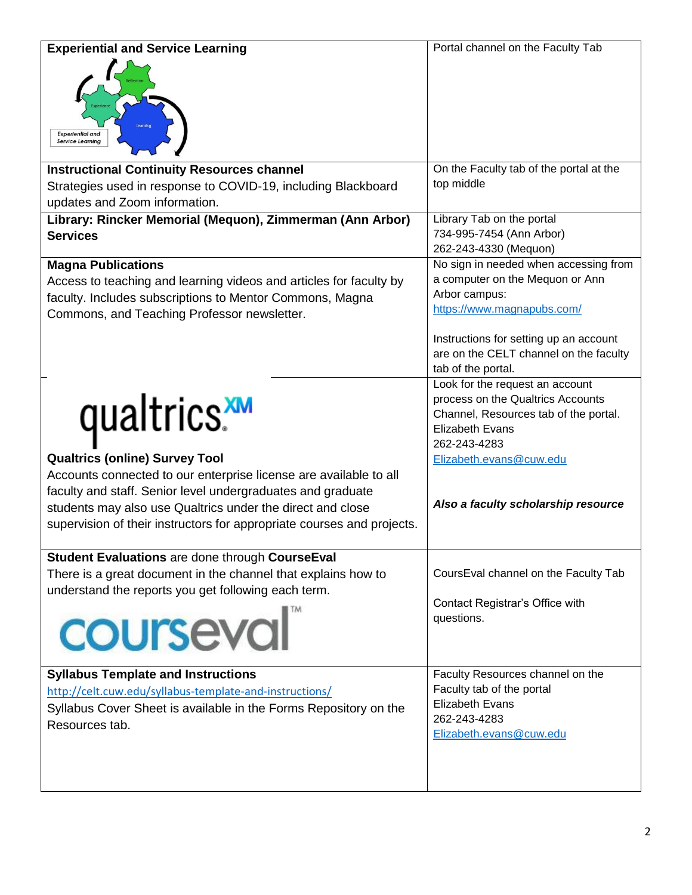| | |
|---|---|
| **Experiential and Service Learning** | Portal channel on the Faculty Tab |
| **Instructional Continuity Resources channel**<br>Strategies used in response to COVID-19, including Blackboard updates and Zoom information. | On the Faculty tab of the portal at the top middle |
| **Library: Rincker Memorial (Mequon), Zimmerman (Ann Arbor) Services** | Library Tab on the portal<br>734-995-7454 (Ann Arbor)<br>262-243-4330 (Mequon) |
| **Magna Publications**<br>Access to teaching and learning videos and articles for faculty by faculty. Includes subscriptions to Mentor Commons, Magna Commons, and Teaching Professor newsletter. | No sign in needed when accessing from a computer on the Mequon or Ann Arbor campus:<br>https://www.magnapubs.com/<br><br>Instructions for setting up an account are on the CELT channel on the faculty tab of the portal. |
| **Qualtrics (online) Survey Tool**<br>Accounts connected to our enterprise license are available to all faculty and staff. Senior level undergraduates and graduate students may also use Qualtrics under the direct and close supervision of their instructors for appropriate courses and projects. | Look for the request an account process on the Qualtrics Accounts Channel, Resources tab of the portal.<br>Elizabeth Evans<br>262-243-4283<br>Elizabeth.evans@cuw.edu<br><br>***Also a faculty scholarship resource*** |
| **Student Evaluations** are done through **CourseEval**<br>There is a great document in the channel that explains how to understand the reports you get following each term. | CoursEval channel on the Faculty Tab<br><br>Contact Registrar's Office with questions. |
| **Syllabus Template and Instructions**<br>http://celt.cuw.edu/syllabus-template-and-instructions/<br>Syllabus Cover Sheet is available in the Forms Repository on the Resources tab. | Faculty Resources channel on the Faculty tab of the portal<br>Elizabeth Evans<br>262-243-4283<br>Elizabeth.evans@cuw.edu |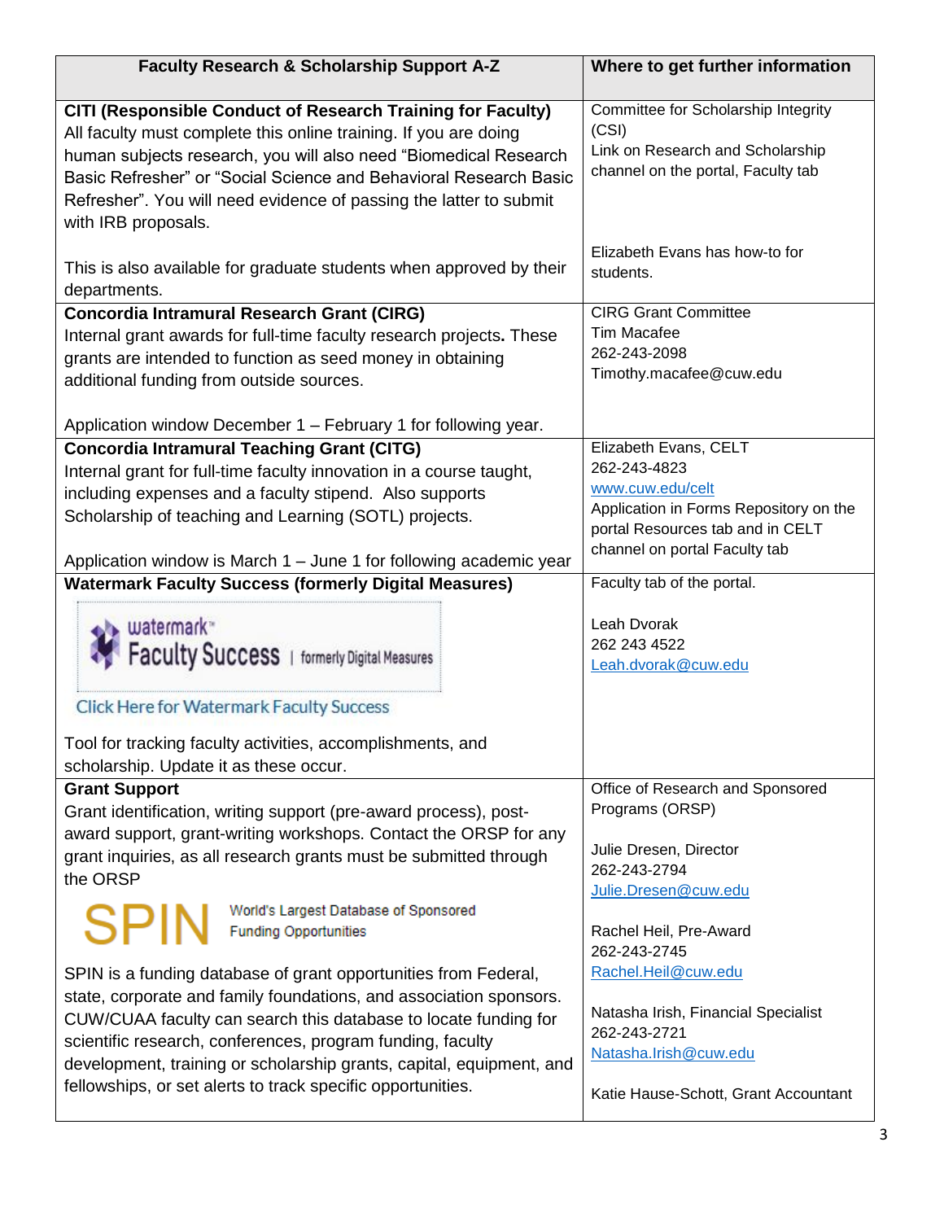| Faculty Research & Scholarship Support A-Z | Where to get further information |
|---|---|
| **CITI (Responsible Conduct of Research Training for Faculty)**<br>All faculty must complete this online training. If you are doing human subjects research, you will also need "Biomedical Research Basic Refresher" or "Social Science and Behavioral Research Basic Refresher". You will need evidence of passing the latter to submit with IRB proposals.<br><br>This is also available for graduate students when approved by their departments. | Committee for Scholarship Integrity (CSI)<br>Link on Research and Scholarship channel on the portal, Faculty tab<br><br>Elizabeth Evans has how-to for students. |
| **Concordia Intramural Research Grant (CIRG)**<br>Internal grant awards for full-time faculty research projects**.** These grants are intended to function as seed money in obtaining additional funding from outside sources.<br><br>Application window December 1 – February 1 for following year. | CIRG Grant Committee<br>Tim Macafee<br>262-243-2098<br>Timothy.macafee@cuw.edu |
| **Concordia Intramural Teaching Grant (CITG)**<br>Internal grant for full-time faculty innovation in a course taught, including expenses and a faculty stipend. Also supports Scholarship of teaching and Learning (SOTL) projects.<br><br>Application window is March 1 – June 1 for following academic year | Elizabeth Evans, CELT<br>262-243-4823<br>www.cuw.edu/celt<br>Application in Forms Repository on the portal Resources tab and in CELT channel on portal Faculty tab |
| **Watermark Faculty Success (formerly Digital Measures)**<br>watermark Faculty Success \| formerly Digital Measures<br>Click Here for Watermark Faculty Success<br><br>Tool for tracking faculty activities, accomplishments, and scholarship. Update it as these occur. | Faculty tab of the portal.<br><br>Leah Dvorak<br>262 243 4522<br>Leah.dvorak@cuw.edu |
| **Grant Support**<br>Grant identification, writing support (pre-award process), post-award support, grant-writing workshops. Contact the ORSP for any grant inquiries, as all research grants must be submitted through the ORSP<br><br>SPIN World's Largest Database of Sponsored Funding Opportunities<br><br>SPIN is a funding database of grant opportunities from Federal, state, corporate and family foundations, and association sponsors. CUW/CUAA faculty can search this database to locate funding for scientific research, conferences, program funding, faculty development, training or scholarship grants, capital, equipment, and fellowships, or set alerts to track specific opportunities. | Office of Research and Sponsored Programs (ORSP)<br><br>Julie Dresen, Director<br>262-243-2794<br>Julie.Dresen@cuw.edu<br><br>Rachel Heil, Pre-Award<br>262-243-2745<br>Rachel.Heil@cuw.edu<br><br>Natasha Irish, Financial Specialist<br>262-243-2721<br>Natasha.Irish@cuw.edu<br><br>Katie Hause-Schott, Grant Accountant |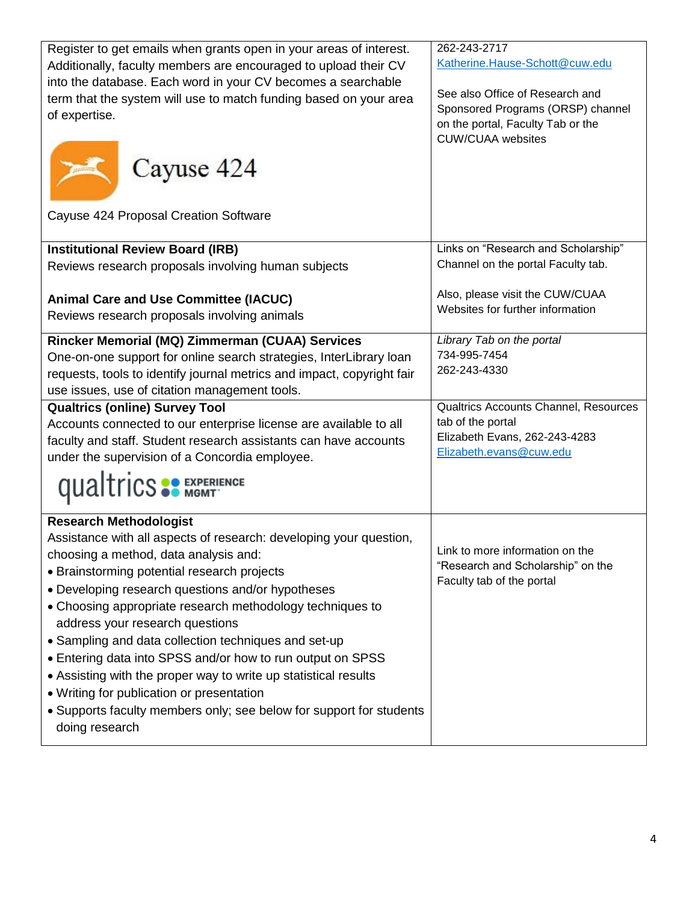| | |
|---|---|
| Register to get emails when grants open in your areas of interest. Additionally, faculty members are encouraged to upload their CV into the database. Each word in your CV becomes a searchable term that the system will use to match funding based on your area of expertise.<br><br>Cayuse 424<br><br>Cayuse 424 Proposal Creation Software | 262-243-2717<br>Katherine.Hause-Schott@cuw.edu<br><br>See also Office of Research and Sponsored Programs (ORSP) channel on the portal, Faculty Tab or the CUW/CUAA websites |
| **Institutional Review Board (IRB)**<br>Reviews research proposals involving human subjects<br><br>**Animal Care and Use Committee (IACUC)**<br>Reviews research proposals involving animals | Links on "Research and Scholarship" Channel on the portal Faculty tab.<br><br>Also, please visit the CUW/CUAA Websites for further information |
| **Rincker Memorial (MQ) Zimmerman (CUAA) Services**<br>One-on-one support for online search strategies, InterLibrary loan requests, tools to identify journal metrics and impact, copyright fair use issues, use of citation management tools. | *Library Tab on the portal*<br>734-995-7454<br>262-243-4330 |
| **Qualtrics (online) Survey Tool**<br>Accounts connected to our enterprise license are available to all faculty and staff. Student research assistants can have accounts under the supervision of a Concordia employee.<br><br>qualtrics EXPERIENCE MGMT | Qualtrics Accounts Channel, Resources tab of the portal<br>Elizabeth Evans, 262-243-4283<br>Elizabeth.evans@cuw.edu |
| **Research Methodologist**<br>Assistance with all aspects of research: developing your question, choosing a method, data analysis and:<br>• Brainstorming potential research projects<br>• Developing research questions and/or hypotheses<br>• Choosing appropriate research methodology techniques to address your research questions<br>• Sampling and data collection techniques and set-up<br>• Entering data into SPSS and/or how to run output on SPSS<br>• Assisting with the proper way to write up statistical results<br>• Writing for publication or presentation<br>• Supports faculty members only; see below for support for students doing research | Link to more information on the "Research and Scholarship" on the Faculty tab of the portal |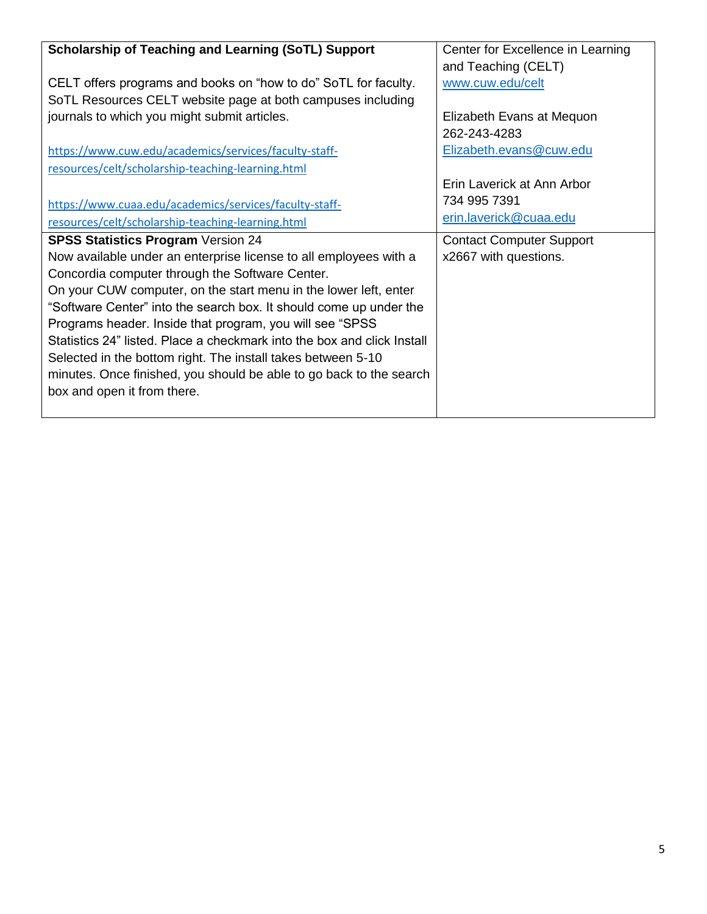| | |
|---|---|
| **Scholarship of Teaching and Learning (SoTL) Support**<br><br>CELT offers programs and books on "how to do" SoTL for faculty. SoTL Resources CELT website page at both campuses including journals to which you might submit articles.<br><br>https://www.cuw.edu/academics/services/faculty-staff-resources/celt/scholarship-teaching-learning.html<br><br>https://www.cuaa.edu/academics/services/faculty-staff-resources/celt/scholarship-teaching-learning.html | Center for Excellence in Learning and Teaching (CELT)<br>www.cuw.edu/celt<br><br>Elizabeth Evans at Mequon<br>262-243-4283<br>Elizabeth.evans@cuw.edu<br><br>Erin Laverick at Ann Arbor<br>734 995 7391<br>erin.laverick@cuaa.edu |
| **SPSS Statistics Program** Version 24<br>Now available under an enterprise license to all employees with a Concordia computer through the Software Center.<br>On your CUW computer, on the start menu in the lower left, enter "Software Center" into the search box. It should come up under the Programs header. Inside that program, you will see "SPSS Statistics 24" listed. Place a checkmark into the box and click Install Selected in the bottom right. The install takes between 5-10 minutes. Once finished, you should be able to go back to the search box and open it from there. | Contact Computer Support x2667 with questions. |